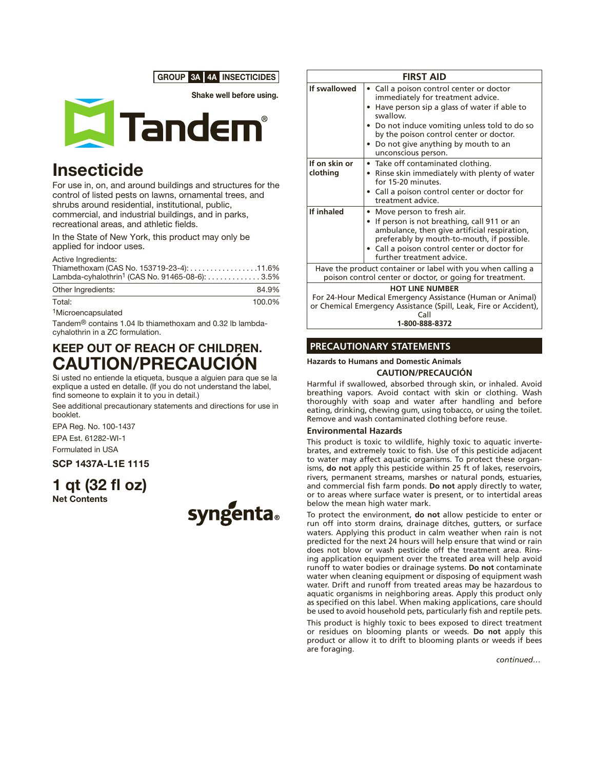**GROUP 3A 4A INSECTICIDES**

**Shake well before using.**

# Tandem®

## Insecticide

For use in, on, and around buildings and structures for the control of listed pests on lawns, ornamental trees, and shrubs around residential, institutional, public, commercial, and industrial buildings, and in parks, recreational areas, and athletic fields.

In the State of New York, this product may only be applied for indoor uses.

| Active Ingredients: | |
|---|---|
| Thiamethoxam (CAS No. 153719-23-4): | 11.6% |
| Lambda-cyhalothrin[1] (CAS No. 91465-08-6): | 3.5% |
| Other Ingredients: | 84.9% |
| Total: | 100.0% |

[1]Microencapsulated

Tandem® contains 1.04 lb thiamethoxam and 0.32 lb lambda-cyhalothrin in a ZC formulation.

## KEEP OUT OF REACH OF CHILDREN.
# CAUTION/PRECAUCIÓN

Si usted no entiende la etiqueta, busque a alguien para que se la explique a usted en detalle. (If you do not understand the label, find someone to explain it to you in detail.)

See additional precautionary statements and directions for use in booklet.

EPA Reg. No. 100-1437

EPA Est. 61282-WI-1

Formulated in USA

**SCP 1437A-L1E 1115**

## 1 qt (32 fl oz)
**Net Contents**

syngenta®

| FIRST AID | |
|---|---|
| **If swallowed** | • Call a poison control center or doctor immediately for treatment advice.<br>• Have person sip a glass of water if able to swallow.<br>• Do not induce vomiting unless told to do so by the poison control center or doctor.<br>• Do not give anything by mouth to an unconscious person. |
| **If on skin or clothing** | • Take off contaminated clothing.<br>• Rinse skin immediately with plenty of water for 15-20 minutes.<br>• Call a poison control center or doctor for treatment advice. |
| **If inhaled** | • Move person to fresh air.<br>• If person is not breathing, call 911 or an ambulance, then give artificial respiration, preferably by mouth-to-mouth, if possible.<br>• Call a poison control center or doctor for further treatment advice. |
| Have the product container or label with you when calling a poison control center or doctor, or going for treatment. | |
| **HOT LINE NUMBER**<br>For 24-Hour Medical Emergency Assistance (Human or Animal) or Chemical Emergency Assistance (Spill, Leak, Fire or Accident), Call<br>**1-800-888-8372** | |

## PRECAUTIONARY STATEMENTS

**Hazards to Humans and Domestic Animals**

**CAUTION/PRECAUCIÓN**

Harmful if swallowed, absorbed through skin, or inhaled. Avoid breathing vapors. Avoid contact with skin or clothing. Wash thoroughly with soap and water after handling and before eating, drinking, chewing gum, using tobacco, or using the toilet. Remove and wash contaminated clothing before reuse.

### Environmental Hazards

This product is toxic to wildlife, highly toxic to aquatic invertebrates, and extremely toxic to fish. Use of this pesticide adjacent to water may affect aquatic organisms. To protect these organisms, **do not** apply this pesticide within 25 ft of lakes, reservoirs, rivers, permanent streams, marshes or natural ponds, estuaries, and commercial fish farm ponds. **Do not** apply directly to water, or to areas where surface water is present, or to intertidal areas below the mean high water mark.

To protect the environment, **do not** allow pesticide to enter or run off into storm drains, drainage ditches, gutters, or surface waters. Applying this product in calm weather when rain is not predicted for the next 24 hours will help ensure that wind or rain does not blow or wash pesticide off the treatment area. Rinsing application equipment over the treated area will help avoid runoff to water bodies or drainage systems. **Do not** contaminate water when cleaning equipment or disposing of equipment wash water. Drift and runoff from treated areas may be hazardous to aquatic organisms in neighboring areas. Apply this product only as specified on this label. When making applications, care should be used to avoid household pets, particularly fish and reptile pets.

This product is highly toxic to bees exposed to direct treatment or residues on blooming plants or weeds. **Do not** apply this product or allow it to drift to blooming plants or weeds if bees are foraging.

*continued…*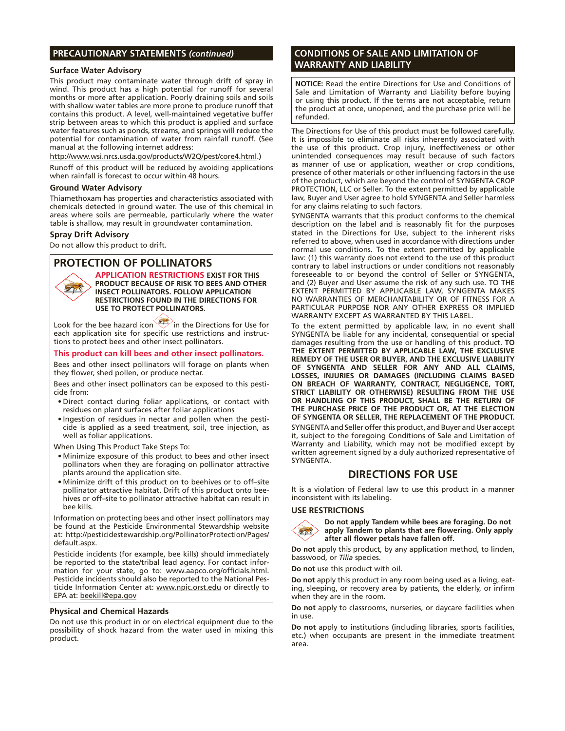## PRECAUTIONARY STATEMENTS *(continued)*

### Surface Water Advisory

This product may contaminate water through drift of spray in wind. This product has a high potential for runoff for several months or more after application. Poorly draining soils and soils with shallow water tables are more prone to produce runoff that contains this product. A level, well-maintained vegetative buffer strip between areas to which this product is applied and surface water features such as ponds, streams, and springs will reduce the potential for contamination of water from rainfall runoff. (See manual at the following internet address:
http://www.wsi.nrcs.usda.gov/products/W2Q/pest/core4.html.)

Runoff of this product will be reduced by avoiding applications when rainfall is forecast to occur within 48 hours.

### Ground Water Advisory

Thiamethoxam has properties and characteristics associated with chemicals detected in ground water. The use of this chemical in areas where soils are permeable, particularly where the water table is shallow, may result in groundwater contamination.

### Spray Drift Advisory

Do not allow this product to drift.

## PROTECTION OF POLLINATORS

**APPLICATION RESTRICTIONS EXIST FOR THIS PRODUCT BECAUSE OF RISK TO BEES AND OTHER INSECT POLLINATORS. FOLLOW APPLICATION RESTRICTIONS FOUND IN THE DIRECTIONS FOR USE TO PROTECT POLLINATORS.**

Look for the bee hazard icon in the Directions for Use for each application site for specific use restrictions and instructions to protect bees and other insect pollinators.

**This product can kill bees and other insect pollinators.**

Bees and other insect pollinators will forage on plants when they flower, shed pollen, or produce nectar.

Bees and other insect pollinators can be exposed to this pesticide from:

- Direct contact during foliar applications, or contact with residues on plant surfaces after foliar applications
- Ingestion of residues in nectar and pollen when the pesticide is applied as a seed treatment, soil, tree injection, as well as foliar applications.

When Using This Product Take Steps To:

- Minimize exposure of this product to bees and other insect pollinators when they are foraging on pollinator attractive plants around the application site.
- Minimize drift of this product on to beehives or to off–site pollinator attractive habitat. Drift of this product onto beehives or off–site to pollinator attractive habitat can result in bee kills.

Information on protecting bees and other insect pollinators may be found at the Pesticide Environmental Stewardship website at: http://pesticidestewardship.org/PollinatorProtection/Pages/default.aspx.

Pesticide incidents (for example, bee kills) should immediately be reported to the state/tribal lead agency. For contact information for your state, go to: www.aapco.org/officials.html. Pesticide incidents should also be reported to the National Pesticide Information Center at: www.npic.orst.edu or directly to EPA at: beekill@epa.gov

### Physical and Chemical Hazards

Do not use this product in or on electrical equipment due to the possibility of shock hazard from the water used in mixing this product.

## CONDITIONS OF SALE AND LIMITATION OF WARRANTY AND LIABILITY

**NOTICE:** Read the entire Directions for Use and Conditions of Sale and Limitation of Warranty and Liability before buying or using this product. If the terms are not acceptable, return the product at once, unopened, and the purchase price will be refunded.

The Directions for Use of this product must be followed carefully. It is impossible to eliminate all risks inherently associated with the use of this product. Crop injury, ineffectiveness or other unintended consequences may result because of such factors as manner of use or application, weather or crop conditions, presence of other materials or other influencing factors in the use of the product, which are beyond the control of SYNGENTA CROP PROTECTION, LLC or Seller. To the extent permitted by applicable law, Buyer and User agree to hold SYNGENTA and Seller harmless for any claims relating to such factors.

SYNGENTA warrants that this product conforms to the chemical description on the label and is reasonably fit for the purposes stated in the Directions for Use, subject to the inherent risks referred to above, when used in accordance with directions under normal use conditions. To the extent permitted by applicable law: (1) this warranty does not extend to the use of this product contrary to label instructions or under conditions not reasonably foreseeable to or beyond the control of Seller or SYNGENTA, and (2) Buyer and User assume the risk of any such use. TO THE EXTENT PERMITTED BY APPLICABLE LAW, SYNGENTA MAKES NO WARRANTIES OF MERCHANTABILITY OR OF FITNESS FOR A PARTICULAR PURPOSE NOR ANY OTHER EXPRESS OR IMPLIED WARRANTY EXCEPT AS WARRANTED BY THIS LABEL.

To the extent permitted by applicable law, in no event shall SYNGENTA be liable for any incidental, consequential or special damages resulting from the use or handling of this product. **TO THE EXTENT PERMITTED BY APPLICABLE LAW, THE EXCLUSIVE REMEDY OF THE USER OR BUYER, AND THE EXCLUSIVE LIABILITY OF SYNGENTA AND SELLER FOR ANY AND ALL CLAIMS, LOSSES, INJURIES OR DAMAGES (INCLUDING CLAIMS BASED ON BREACH OF WARRANTY, CONTRACT, NEGLIGENCE, TORT, STRICT LIABILITY OR OTHERWISE) RESULTING FROM THE USE OR HANDLING OF THIS PRODUCT, SHALL BE THE RETURN OF THE PURCHASE PRICE OF THE PRODUCT OR, AT THE ELECTION OF SYNGENTA OR SELLER, THE REPLACEMENT OF THE PRODUCT.**

SYNGENTA and Seller offer this product, and Buyer and User accept it, subject to the foregoing Conditions of Sale and Limitation of Warranty and Liability, which may not be modified except by written agreement signed by a duly authorized representative of SYNGENTA.

## DIRECTIONS FOR USE

It is a violation of Federal law to use this product in a manner inconsistent with its labeling.

### USE RESTRICTIONS

**Do not apply Tandem while bees are foraging. Do not apply Tandem to plants that are flowering. Only apply after all flower petals have fallen off.**

**Do not** apply this product, by any application method, to linden, basswood, or *Tilia* species.

**Do not** use this product with oil.

**Do not** apply this product in any room being used as a living, eating, sleeping, or recovery area by patients, the elderly, or infirm when they are in the room.

**Do not** apply to classrooms, nurseries, or daycare facilities when in use.

**Do not** apply to institutions (including libraries, sports facilities, etc.) when occupants are present in the immediate treatment area.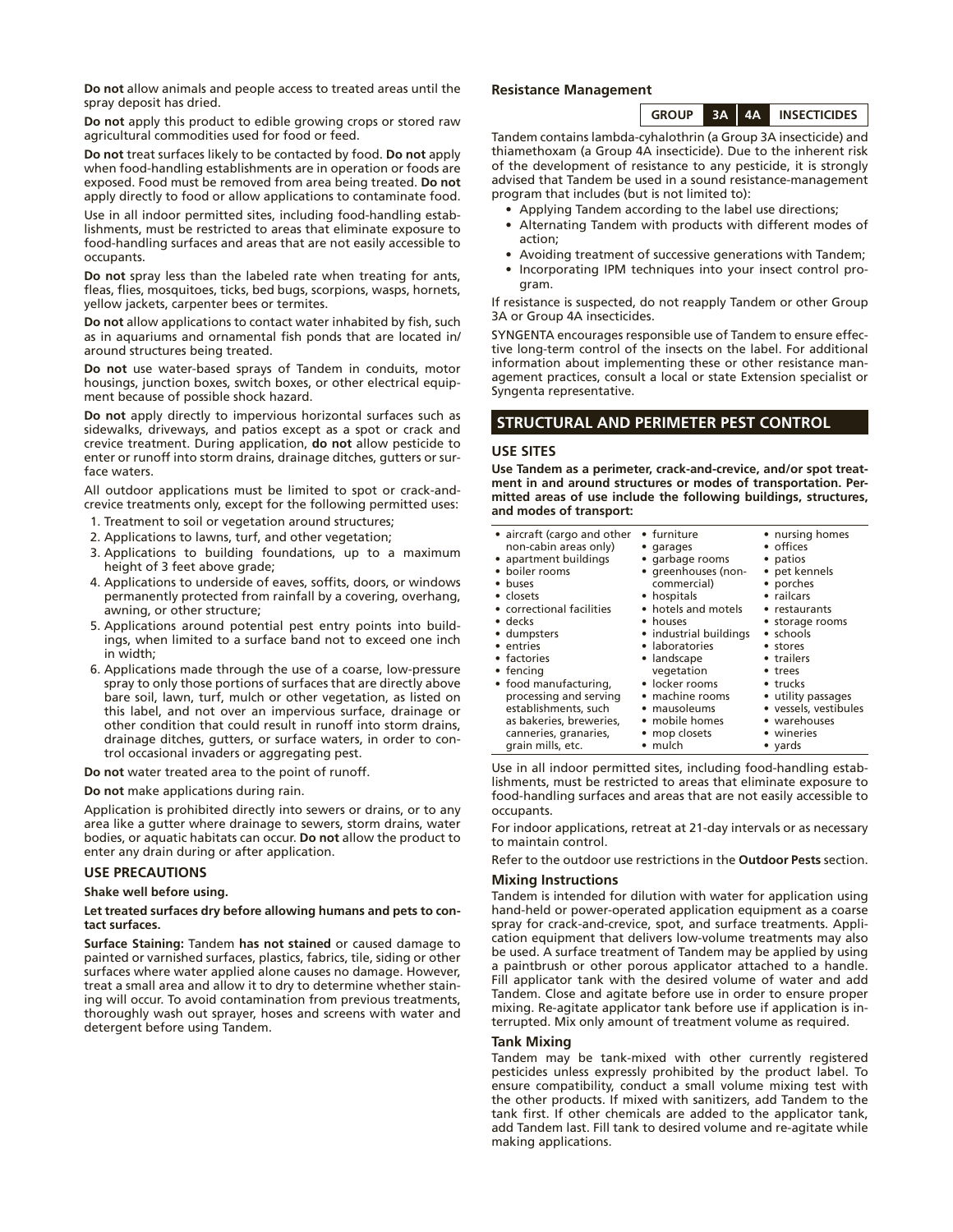**Do not** allow animals and people access to treated areas until the spray deposit has dried.

**Do not** apply this product to edible growing crops or stored raw agricultural commodities used for food or feed.

**Do not** treat surfaces likely to be contacted by food. **Do not** apply when food-handling establishments are in operation or foods are exposed. Food must be removed from area being treated. **Do not** apply directly to food or allow applications to contaminate food.

Use in all indoor permitted sites, including food-handling establishments, must be restricted to areas that eliminate exposure to food-handling surfaces and areas that are not easily accessible to occupants.

**Do not** spray less than the labeled rate when treating for ants, fleas, flies, mosquitoes, ticks, bed bugs, scorpions, wasps, hornets, yellow jackets, carpenter bees or termites.

**Do not** allow applications to contact water inhabited by fish, such as in aquariums and ornamental fish ponds that are located in/around structures being treated.

**Do not** use water-based sprays of Tandem in conduits, motor housings, junction boxes, switch boxes, or other electrical equipment because of possible shock hazard.

**Do not** apply directly to impervious horizontal surfaces such as sidewalks, driveways, and patios except as a spot or crack and crevice treatment. During application, **do not** allow pesticide to enter or runoff into storm drains, drainage ditches, gutters or surface waters.

All outdoor applications must be limited to spot or crack-and-crevice treatments only, except for the following permitted uses:

1. Treatment to soil or vegetation around structures;
2. Applications to lawns, turf, and other vegetation;
3. Applications to building foundations, up to a maximum height of 3 feet above grade;
4. Applications to underside of eaves, soffits, doors, or windows permanently protected from rainfall by a covering, overhang, awning, or other structure;
5. Applications around potential pest entry points into buildings, when limited to a surface band not to exceed one inch in width;
6. Applications made through the use of a coarse, low-pressure spray to only those portions of surfaces that are directly above bare soil, lawn, turf, mulch or other vegetation, as listed on this label, and not over an impervious surface, drainage or other condition that could result in runoff into storm drains, drainage ditches, gutters, or surface waters, in order to control occasional invaders or aggregating pest.

**Do not** water treated area to the point of runoff.

**Do not** make applications during rain.

Application is prohibited directly into sewers or drains, or to any area like a gutter where drainage to sewers, storm drains, water bodies, or aquatic habitats can occur. **Do not** allow the product to enter any drain during or after application.

### USE PRECAUTIONS

**Shake well before using.**

**Let treated surfaces dry before allowing humans and pets to contact surfaces.**

**Surface Staining:** Tandem **has not stained** or caused damage to painted or varnished surfaces, plastics, fabrics, tile, siding or other surfaces where water applied alone causes no damage. However, treat a small area and allow it to dry to determine whether staining will occur. To avoid contamination from previous treatments, thoroughly wash out sprayer, hoses and screens with water and detergent before using Tandem.

### Resistance Management

| GROUP | 3A | 4A | INSECTICIDES |
|---|---|---|---|

Tandem contains lambda-cyhalothrin (a Group 3A insecticide) and thiamethoxam (a Group 4A insecticide). Due to the inherent risk of the development of resistance to any pesticide, it is strongly advised that Tandem be used in a sound resistance-management program that includes (but is not limited to):

- Applying Tandem according to the label use directions;
- Alternating Tandem with products with different modes of action;
- Avoiding treatment of successive generations with Tandem;
- Incorporating IPM techniques into your insect control program.

If resistance is suspected, do not reapply Tandem or other Group 3A or Group 4A insecticides.

SYNGENTA encourages responsible use of Tandem to ensure effective long-term control of the insects on the label. For additional information about implementing these or other resistance management practices, consult a local or state Extension specialist or Syngenta representative.

## STRUCTURAL AND PERIMETER PEST CONTROL

### USE SITES

**Use Tandem as a perimeter, crack-and-crevice, and/or spot treatment in and around structures or modes of transportation. Permitted areas of use include the following buildings, structures, and modes of transport:**

- aircraft (cargo and other non-cabin areas only)
- apartment buildings
- boiler rooms
- buses
- closets
- correctional facilities
- decks
- dumpsters
- entries
- factories
- fencing
- food manufacturing, processing and serving establishments, such as bakeries, breweries, canneries, granaries, grain mills, etc.
- furniture
- garages
- garbage rooms
- greenhouses (non-commercial)
- hospitals
- hotels and motels
- houses
- industrial buildings
- laboratories
- landscape vegetation
- locker rooms
- machine rooms
- mausoleums
- mobile homes
- mop closets
- mulch
- nursing homes
- offices
- patios
- pet kennels
- porches
- railcars
- restaurants
- storage rooms
- schools
- stores
- trailers
- trees
- trucks
- utility passages
- vessels, vestibules
- warehouses
- wineries
- yards

Use in all indoor permitted sites, including food-handling establishments, must be restricted to areas that eliminate exposure to food-handling surfaces and areas that are not easily accessible to occupants.

For indoor applications, retreat at 21-day intervals or as necessary to maintain control.

Refer to the outdoor use restrictions in the **Outdoor Pests** section.

### Mixing Instructions

Tandem is intended for dilution with water for application using hand-held or power-operated application equipment as a coarse spray for crack-and-crevice, spot, and surface treatments. Application equipment that delivers low-volume treatments may also be used. A surface treatment of Tandem may be applied by using a paintbrush or other porous applicator attached to a handle. Fill applicator tank with the desired volume of water and add Tandem. Close and agitate before use in order to ensure proper mixing. Re-agitate applicator tank before use if application is interrupted. Mix only amount of treatment volume as required.

### Tank Mixing

Tandem may be tank-mixed with other currently registered pesticides unless expressly prohibited by the product label. To ensure compatibility, conduct a small volume mixing test with the other products. If mixed with sanitizers, add Tandem to the tank first. If other chemicals are added to the applicator tank, add Tandem last. Fill tank to desired volume and re-agitate while making applications.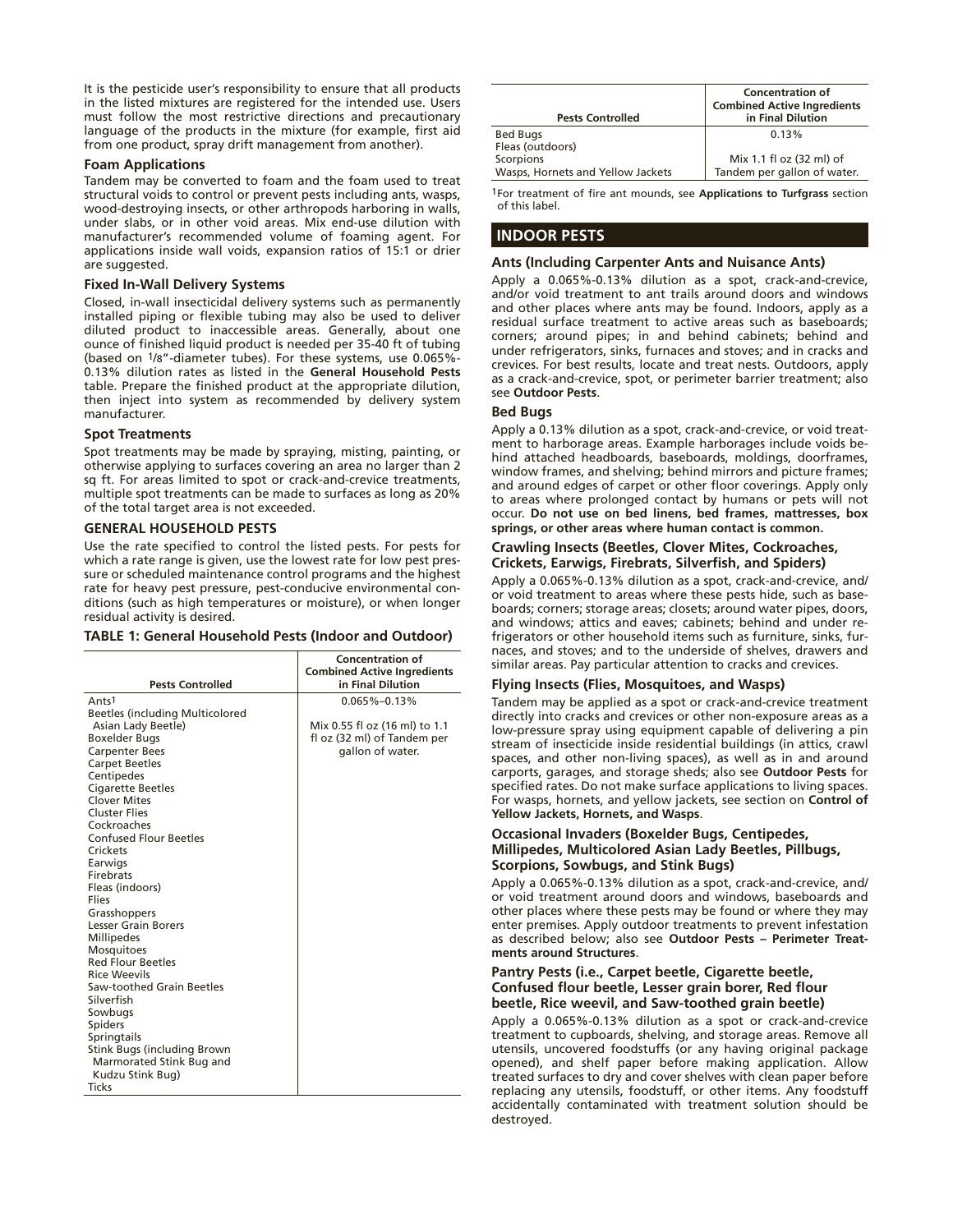It is the pesticide user's responsibility to ensure that all products in the listed mixtures are registered for the intended use. Users must follow the most restrictive directions and precautionary language of the products in the mixture (for example, first aid from one product, spray drift management from another).

### Foam Applications

Tandem may be converted to foam and the foam used to treat structural voids to control or prevent pests including ants, wasps, wood-destroying insects, or other arthropods harboring in walls, under slabs, or in other void areas. Mix end-use dilution with manufacturer's recommended volume of foaming agent. For applications inside wall voids, expansion ratios of 15:1 or drier are suggested.

### Fixed In-Wall Delivery Systems

Closed, in-wall insecticidal delivery systems such as permanently installed piping or flexible tubing may also be used to deliver diluted product to inaccessible areas. Generally, about one ounce of finished liquid product is needed per 35-40 ft of tubing (based on 1/8"-diameter tubes). For these systems, use 0.065%-0.13% dilution rates as listed in the **General Household Pests** table. Prepare the finished product at the appropriate dilution, then inject into system as recommended by delivery system manufacturer.

### Spot Treatments

Spot treatments may be made by spraying, misting, painting, or otherwise applying to surfaces covering an area no larger than 2 sq ft. For areas limited to spot or crack-and-crevice treatments, multiple spot treatments can be made to surfaces as long as 20% of the total target area is not exceeded.

### GENERAL HOUSEHOLD PESTS

Use the rate specified to control the listed pests. For pests for which a rate range is given, use the lowest rate for low pest pressure or scheduled maintenance control programs and the highest rate for heavy pest pressure, pest-conducive environmental conditions (such as high temperatures or moisture), or when longer residual activity is desired.

**TABLE 1: General Household Pests (Indoor and Outdoor)**

| Pests Controlled | Concentration of Combined Active Ingredients in Final Dilution |
|---|---|
| Ants[1] | 0.065%–0.13% |
| Beetles (including Multicolored Asian Lady Beetle) | Mix 0.55 fl oz (16 ml) to 1.1 fl oz (32 ml) of Tandem per gallon of water. |
| Boxelder Bugs | |
| Carpenter Bees | |
| Carpet Beetles | |
| Centipedes | |
| Cigarette Beetles | |
| Clover Mites | |
| Cluster Flies | |
| Cockroaches | |
| Confused Flour Beetles | |
| Crickets | |
| Earwigs | |
| Firebrats | |
| Fleas (indoors) | |
| Flies | |
| Grasshoppers | |
| Lesser Grain Borers | |
| Millipedes | |
| Mosquitoes | |
| Red Flour Beetles | |
| Rice Weevils | |
| Saw-toothed Grain Beetles | |
| Silverfish | |
| Sowbugs | |
| Spiders | |
| Springtails | |
| Stink Bugs (including Brown Marmorated Stink Bug and Kudzu Stink Bug) | |
| Ticks | |
| Bed Bugs | 0.13% |
| Fleas (outdoors) | |
| Scorpions | Mix 1.1 fl oz (32 ml) of Tandem per gallon of water. |
| Wasps, Hornets and Yellow Jackets | |

[1]For treatment of fire ant mounds, see **Applications to Turfgrass** section of this label.

## INDOOR PESTS

### Ants (Including Carpenter Ants and Nuisance Ants)

Apply a 0.065%-0.13% dilution as a spot, crack-and-crevice, and/or void treatment to ant trails around doors and windows and other places where ants may be found. Indoors, apply as a residual surface treatment to active areas such as baseboards; corners; around pipes; in and behind cabinets; behind and under refrigerators, sinks, furnaces and stoves; and in cracks and crevices. For best results, locate and treat nests. Outdoors, apply as a crack-and-crevice, spot, or perimeter barrier treatment; also see **Outdoor Pests**.

### Bed Bugs

Apply a 0.13% dilution as a spot, crack-and-crevice, or void treatment to harborage areas. Example harborages include voids behind attached headboards, baseboards, moldings, doorframes, window frames, and shelving; behind mirrors and picture frames; and around edges of carpet or other floor coverings. Apply only to areas where prolonged contact by humans or pets will not occur. **Do not use on bed linens, bed frames, mattresses, box springs, or other areas where human contact is common.**

### Crawling Insects (Beetles, Clover Mites, Cockroaches, Crickets, Earwigs, Firebrats, Silverfish, and Spiders)

Apply a 0.065%-0.13% dilution as a spot, crack-and-crevice, and/or void treatment to areas where these pests hide, such as baseboards; corners; storage areas; closets; around water pipes, doors, and windows; attics and eaves; cabinets; behind and under refrigerators or other household items such as furniture, sinks, furnaces, and stoves; and to the underside of shelves, drawers and similar areas. Pay particular attention to cracks and crevices.

### Flying Insects (Flies, Mosquitoes, and Wasps)

Tandem may be applied as a spot or crack-and-crevice treatment directly into cracks and crevices or other non-exposure areas as a low-pressure spray using equipment capable of delivering a pin stream of insecticide inside residential buildings (in attics, crawl spaces, and other non-living spaces), as well as in and around carports, garages, and storage sheds; also see **Outdoor Pests** for specified rates. Do not make surface applications to living spaces. For wasps, hornets, and yellow jackets, see section on **Control of Yellow Jackets, Hornets, and Wasps**.

### Occasional Invaders (Boxelder Bugs, Centipedes, Millipedes, Multicolored Asian Lady Beetles, Pillbugs, Scorpions, Sowbugs, and Stink Bugs)

Apply a 0.065%-0.13% dilution as a spot, crack-and-crevice, and/or void treatment around doors and windows, baseboards and other places where these pests may be found or where they may enter premises. Apply outdoor treatments to prevent infestation as described below; also see **Outdoor Pests – Perimeter Treatments around Structures**.

### Pantry Pests (i.e., Carpet beetle, Cigarette beetle, Confused flour beetle, Lesser grain borer, Red flour beetle, Rice weevil, and Saw-toothed grain beetle)

Apply a 0.065%-0.13% dilution as a spot or crack-and-crevice treatment to cupboards, shelving, and storage areas. Remove all utensils, uncovered foodstuffs (or any having original package opened), and shelf paper before making application. Allow treated surfaces to dry and cover shelves with clean paper before replacing any utensils, foodstuff, or other items. Any foodstuff accidentally contaminated with treatment solution should be destroyed.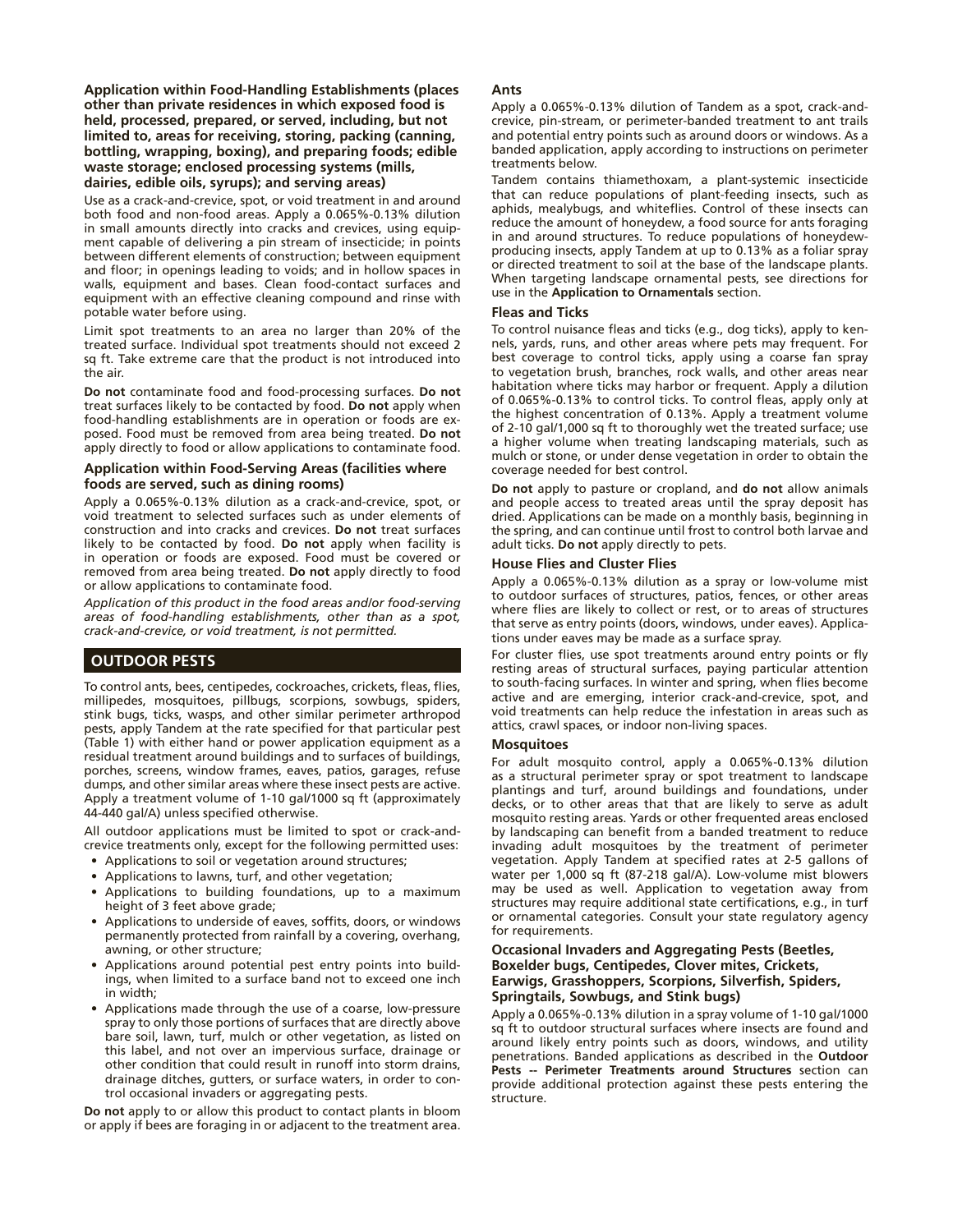**Application within Food-Handling Establishments (places other than private residences in which exposed food is held, processed, prepared, or served, including, but not limited to, areas for receiving, storing, packing (canning, bottling, wrapping, boxing), and preparing foods; edible waste storage; enclosed processing systems (mills, dairies, edible oils, syrups); and serving areas)**

Use as a crack-and-crevice, spot, or void treatment in and around both food and non-food areas. Apply a 0.065%-0.13% dilution in small amounts directly into cracks and crevices, using equipment capable of delivering a pin stream of insecticide; in points between different elements of construction; between equipment and floor; in openings leading to voids; and in hollow spaces in walls, equipment and bases. Clean food-contact surfaces and equipment with an effective cleaning compound and rinse with potable water before using.

Limit spot treatments to an area no larger than 20% of the treated surface. Individual spot treatments should not exceed 2 sq ft. Take extreme care that the product is not introduced into the air.

**Do not** contaminate food and food-processing surfaces. **Do not** treat surfaces likely to be contacted by food. **Do not** apply when food-handling establishments are in operation or foods are exposed. Food must be removed from area being treated. **Do not** apply directly to food or allow applications to contaminate food.

**Application within Food-Serving Areas (facilities where foods are served, such as dining rooms)**

Apply a 0.065%-0.13% dilution as a crack-and-crevice, spot, or void treatment to selected surfaces such as under elements of construction and into cracks and crevices. **Do not** treat surfaces likely to be contacted by food. **Do not** apply when facility is in operation or foods are exposed. Food must be covered or removed from area being treated. **Do not** apply directly to food or allow applications to contaminate food.

*Application of this product in the food areas and/or food-serving areas of food-handling establishments, other than as a spot, crack-and-crevice, or void treatment, is not permitted.*

## OUTDOOR PESTS

To control ants, bees, centipedes, cockroaches, crickets, fleas, flies, millipedes, mosquitoes, pillbugs, scorpions, sowbugs, spiders, stink bugs, ticks, wasps, and other similar perimeter arthropod pests, apply Tandem at the rate specified for that particular pest (Table 1) with either hand or power application equipment as a residual treatment around buildings and to surfaces of buildings, porches, screens, window frames, eaves, patios, garages, refuse dumps, and other similar areas where these insect pests are active. Apply a treatment volume of 1-10 gal/1000 sq ft (approximately 44-440 gal/A) unless specified otherwise.

All outdoor applications must be limited to spot or crack-and-crevice treatments only, except for the following permitted uses:

- Applications to soil or vegetation around structures;
- Applications to lawns, turf, and other vegetation;
- Applications to building foundations, up to a maximum height of 3 feet above grade;
- Applications to underside of eaves, soffits, doors, or windows permanently protected from rainfall by a covering, overhang, awning, or other structure;
- Applications around potential pest entry points into buildings, when limited to a surface band not to exceed one inch in width;
- Applications made through the use of a coarse, low-pressure spray to only those portions of surfaces that are directly above bare soil, lawn, turf, mulch or other vegetation, as listed on this label, and not over an impervious surface, drainage or other condition that could result in runoff into storm drains, drainage ditches, gutters, or surface waters, in order to control occasional invaders or aggregating pests.

**Do not** apply to or allow this product to contact plants in bloom or apply if bees are foraging in or adjacent to the treatment area.

### Ants

Apply a 0.065%-0.13% dilution of Tandem as a spot, crack-and-crevice, pin-stream, or perimeter-banded treatment to ant trails and potential entry points such as around doors or windows. As a banded application, apply according to instructions on perimeter treatments below.

Tandem contains thiamethoxam, a plant-systemic insecticide that can reduce populations of plant-feeding insects, such as aphids, mealybugs, and whiteflies. Control of these insects can reduce the amount of honeydew, a food source for ants foraging in and around structures. To reduce populations of honeydew-producing insects, apply Tandem at up to 0.13% as a foliar spray or directed treatment to soil at the base of the landscape plants. When targeting landscape ornamental pests, see directions for use in the **Application to Ornamentals** section.

### Fleas and Ticks

To control nuisance fleas and ticks (e.g., dog ticks), apply to kennels, yards, runs, and other areas where pets may frequent. For best coverage to control ticks, apply using a coarse fan spray to vegetation brush, branches, rock walls, and other areas near habitation where ticks may harbor or frequent. Apply a dilution of 0.065%-0.13% to control ticks. To control fleas, apply only at the highest concentration of 0.13%. Apply a treatment volume of 2-10 gal/1,000 sq ft to thoroughly wet the treated surface; use a higher volume when treating landscaping materials, such as mulch or stone, or under dense vegetation in order to obtain the coverage needed for best control.

**Do not** apply to pasture or cropland, and **do not** allow animals and people access to treated areas until the spray deposit has dried. Applications can be made on a monthly basis, beginning in the spring, and can continue until frost to control both larvae and adult ticks. **Do not** apply directly to pets.

### House Flies and Cluster Flies

Apply a 0.065%-0.13% dilution as a spray or low-volume mist to outdoor surfaces of structures, patios, fences, or other areas where flies are likely to collect or rest, or to areas of structures that serve as entry points (doors, windows, under eaves). Applications under eaves may be made as a surface spray.

For cluster flies, use spot treatments around entry points or fly resting areas of structural surfaces, paying particular attention to south-facing surfaces. In winter and spring, when flies become active and are emerging, interior crack-and-crevice, spot, and void treatments can help reduce the infestation in areas such as attics, crawl spaces, or indoor non-living spaces.

### Mosquitoes

For adult mosquito control, apply a 0.065%-0.13% dilution as a structural perimeter spray or spot treatment to landscape plantings and turf, around buildings and foundations, under decks, or to other areas that that are likely to serve as adult mosquito resting areas. Yards or other frequented areas enclosed by landscaping can benefit from a banded treatment to reduce invading adult mosquitoes by the treatment of perimeter vegetation. Apply Tandem at specified rates at 2-5 gallons of water per 1,000 sq ft (87-218 gal/A). Low-volume mist blowers may be used as well. Application to vegetation away from structures may require additional state certifications, e.g., in turf or ornamental categories. Consult your state regulatory agency for requirements.

### Occasional Invaders and Aggregating Pests (Beetles, Boxelder bugs, Centipedes, Clover mites, Crickets, Earwigs, Grasshoppers, Scorpions, Silverfish, Spiders, Springtails, Sowbugs, and Stink bugs)

Apply a 0.065%-0.13% dilution in a spray volume of 1-10 gal/1000 sq ft to outdoor structural surfaces where insects are found and around likely entry points such as doors, windows, and utility penetrations. Banded applications as described in the **Outdoor Pests -- Perimeter Treatments around Structures** section can provide additional protection against these pests entering the structure.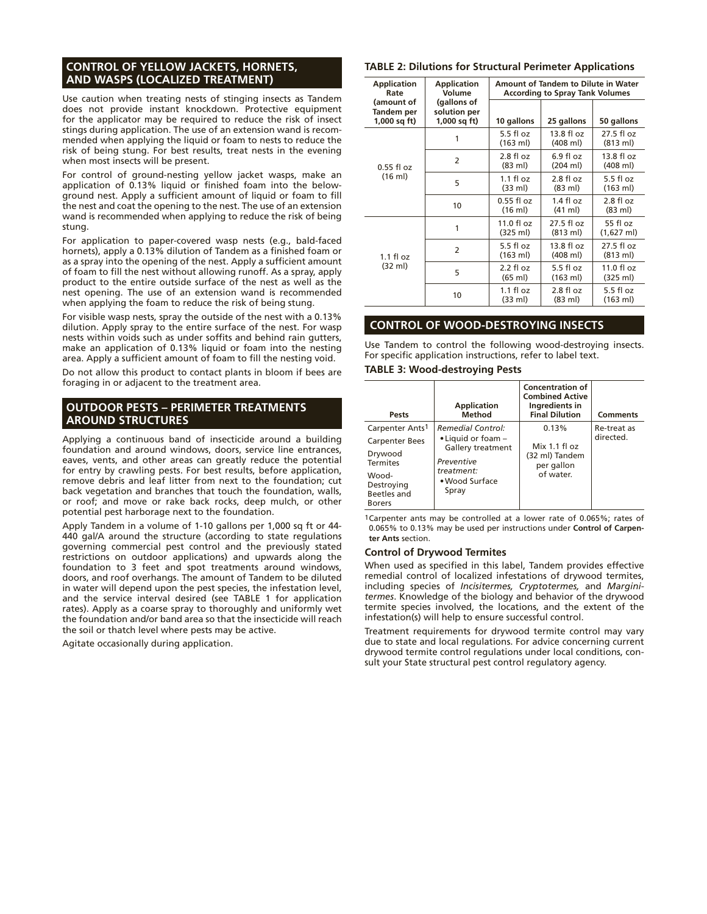## CONTROL OF YELLOW JACKETS, HORNETS, AND WASPS (LOCALIZED TREATMENT)

Use caution when treating nests of stinging insects as Tandem does not provide instant knockdown. Protective equipment for the applicator may be required to reduce the risk of insect stings during application. The use of an extension wand is recommended when applying the liquid or foam to nests to reduce the risk of being stung. For best results, treat nests in the evening when most insects will be present.

For control of ground-nesting yellow jacket wasps, make an application of 0.13% liquid or finished foam into the below-ground nest. Apply a sufficient amount of liquid or foam to fill the nest and coat the opening to the nest. The use of an extension wand is recommended when applying to reduce the risk of being stung.

For application to paper-covered wasp nests (e.g., bald-faced hornets), apply a 0.13% dilution of Tandem as a finished foam or as a spray into the opening of the nest. Apply a sufficient amount of foam to fill the nest without allowing runoff. As a spray, apply product to the entire outside surface of the nest as well as the nest opening. The use of an extension wand is recommended when applying the foam to reduce the risk of being stung.

For visible wasp nests, spray the outside of the nest with a 0.13% dilution. Apply spray to the entire surface of the nest. For wasp nests within voids such as under soffits and behind rain gutters, make an application of 0.13% liquid or foam into the nesting area. Apply a sufficient amount of foam to fill the nesting void.

Do not allow this product to contact plants in bloom if bees are foraging in or adjacent to the treatment area.

## OUTDOOR PESTS – PERIMETER TREATMENTS AROUND STRUCTURES

Applying a continuous band of insecticide around a building foundation and around windows, doors, service line entrances, eaves, vents, and other areas can greatly reduce the potential for entry by crawling pests. For best results, before application, remove debris and leaf litter from next to the foundation; cut back vegetation and branches that touch the foundation, walls, or roof; and move or rake back rocks, deep mulch, or other potential pest harborage next to the foundation.

Apply Tandem in a volume of 1-10 gallons per 1,000 sq ft or 44-440 gal/A around the structure (according to state regulations governing commercial pest control and the previously stated restrictions on outdoor applications) and upwards along the foundation to 3 feet and spot treatments around windows, doors, and roof overhangs. The amount of Tandem to be diluted in water will depend upon the pest species, the infestation level, and the service interval desired (see TABLE 1 for application rates). Apply as a coarse spray to thoroughly and uniformly wet the foundation and/or band area so that the insecticide will reach the soil or thatch level where pests may be active.

Agitate occasionally during application.

**TABLE 2: Dilutions for Structural Perimeter Applications**

| Application Rate (amount of Tandem per 1,000 sq ft) | Application Volume (gallons of solution per 1,000 sq ft) | Amount of Tandem to Dilute in Water According to Spray Tank Volumes | | |
|---|---|---|---|---|
| | | 10 gallons | 25 gallons | 50 gallons |
| 0.55 fl oz (16 ml) | 1 | 5.5 fl oz (163 ml) | 13.8 fl oz (408 ml) | 27.5 fl oz (813 ml) |
| | 2 | 2.8 fl oz (83 ml) | 6.9 fl oz (204 ml) | 13.8 fl oz (408 ml) |
| | 5 | 1.1 fl oz (33 ml) | 2.8 fl oz (83 ml) | 5.5 fl oz (163 ml) |
| | 10 | 0.55 fl oz (16 ml) | 1.4 fl oz (41 ml) | 2.8 fl oz (83 ml) |
| 1.1 fl oz (32 ml) | 1 | 11.0 fl oz (325 ml) | 27.5 fl oz (813 ml) | 55 fl oz (1,627 ml) |
| | 2 | 5.5 fl oz (163 ml) | 13.8 fl oz (408 ml) | 27.5 fl oz (813 ml) |
| | 5 | 2.2 fl oz (65 ml) | 5.5 fl oz (163 ml) | 11.0 fl oz (325 ml) |
| | 10 | 1.1 fl oz (33 ml) | 2.8 fl oz (83 ml) | 5.5 fl oz (163 ml) |

## CONTROL OF WOOD-DESTROYING INSECTS

Use Tandem to control the following wood-destroying insects. For specific application instructions, refer to label text.

**TABLE 3: Wood-destroying Pests**

| Pests | Application Method | Concentration of Combined Active Ingredients in Final Dilution | Comments |
|---|---|---|---|
| Carpenter Ants[1]<br>Carpenter Bees<br>Drywood Termites<br>Wood-Destroying Beetles and Borers | *Remedial Control:*<br>• Liquid or foam – Gallery treatment<br>*Preventive treatment:*<br>• Wood Surface Spray | 0.13%<br>Mix 1.1 fl oz (32 ml) Tandem per gallon of water. | Re-treat as directed. |

[1]Carpenter ants may be controlled at a lower rate of 0.065%; rates of 0.065% to 0.13% may be used per instructions under **Control of Carpenter Ants** section.

### Control of Drywood Termites

When used as specified in this label, Tandem provides effective remedial control of localized infestations of drywood termites, including species of *Incisitermes, Cryptotermes,* and *Marginitermes*. Knowledge of the biology and behavior of the drywood termite species involved, the locations, and the extent of the infestation(s) will help to ensure successful control.

Treatment requirements for drywood termite control may vary due to state and local regulations. For advice concerning current drywood termite control regulations under local conditions, consult your State structural pest control regulatory agency.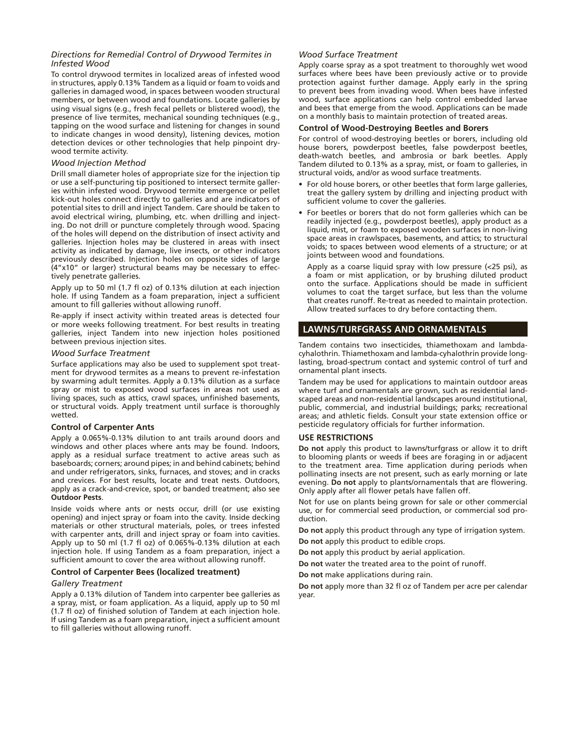### *Directions for Remedial Control of Drywood Termites in Infested Wood*

To control drywood termites in localized areas of infested wood in structures, apply 0.13% Tandem as a liquid or foam to voids and galleries in damaged wood, in spaces between wooden structural members, or between wood and foundations. Locate galleries by using visual signs (e.g., fresh fecal pellets or blistered wood), the presence of live termites, mechanical sounding techniques (e.g., tapping on the wood surface and listening for changes in sound to indicate changes in wood density), listening devices, motion detection devices or other technologies that help pinpoint drywood termite activity.

*Wood Injection Method*

Drill small diameter holes of appropriate size for the injection tip or use a self-puncturing tip positioned to intersect termite galleries within infested wood. Drywood termite emergence or pellet kick-out holes connect directly to galleries and are indicators of potential sites to drill and inject Tandem. Care should be taken to avoid electrical wiring, plumbing, etc. when drilling and injecting. Do not drill or puncture completely through wood. Spacing of the holes will depend on the distribution of insect activity and galleries. Injection holes may be clustered in areas with insect activity as indicated by damage, live insects, or other indicators previously described. Injection holes on opposite sides of large (4"x10" or larger) structural beams may be necessary to effectively penetrate galleries.

Apply up to 50 ml (1.7 fl oz) of 0.13% dilution at each injection hole. If using Tandem as a foam preparation, inject a sufficient amount to fill galleries without allowing runoff.

Re-apply if insect activity within treated areas is detected four or more weeks following treatment. For best results in treating galleries, inject Tandem into new injection holes positioned between previous injection sites.

*Wood Surface Treatment*

Surface applications may also be used to supplement spot treatment for drywood termites as a means to prevent re-infestation by swarming adult termites. Apply a 0.13% dilution as a surface spray or mist to exposed wood surfaces in areas not used as living spaces, such as attics, crawl spaces, unfinished basements, or structural voids. Apply treatment until surface is thoroughly wetted.

#### Control of Carpenter Ants

Apply a 0.065%-0.13% dilution to ant trails around doors and windows and other places where ants may be found. Indoors, apply as a residual surface treatment to active areas such as baseboards; corners; around pipes; in and behind cabinets; behind and under refrigerators, sinks, furnaces, and stoves; and in cracks and crevices. For best results, locate and treat nests. Outdoors, apply as a crack-and-crevice, spot, or banded treatment; also see **Outdoor Pests**.

Inside voids where ants or nests occur, drill (or use existing opening) and inject spray or foam into the cavity. Inside decking materials or other structural materials, poles, or trees infested with carpenter ants, drill and inject spray or foam into cavities. Apply up to 50 ml (1.7 fl oz) of 0.065%-0.13% dilution at each injection hole. If using Tandem as a foam preparation, inject a sufficient amount to cover the area without allowing runoff.

#### Control of Carpenter Bees (localized treatment)

*Gallery Treatment*

Apply a 0.13% dilution of Tandem into carpenter bee galleries as a spray, mist, or foam application. As a liquid, apply up to 50 ml (1.7 fl oz) of finished solution of Tandem at each injection hole. If using Tandem as a foam preparation, inject a sufficient amount to fill galleries without allowing runoff.

*Wood Surface Treatment*

Apply coarse spray as a spot treatment to thoroughly wet wood surfaces where bees have been previously active or to provide protection against further damage. Apply early in the spring to prevent bees from invading wood. When bees have infested wood, surface applications can help control embedded larvae and bees that emerge from the wood. Applications can be made on a monthly basis to maintain protection of treated areas.

#### Control of Wood-Destroying Beetles and Borers

For control of wood-destroying beetles or borers, including old house borers, powderpost beetles, false powderpost beetles, death-watch beetles, and ambrosia or bark beetles. Apply Tandem diluted to 0.13% as a spray, mist, or foam to galleries, in structural voids, and/or as wood surface treatments.

- For old house borers, or other beetles that form large galleries, treat the gallery system by drilling and injecting product with sufficient volume to cover the galleries.
- For beetles or borers that do not form galleries which can be readily injected (e.g., powderpost beetles), apply product as a liquid, mist, or foam to exposed wooden surfaces in non-living space areas in crawlspaces, basements, and attics; to structural voids; to spaces between wood elements of a structure; or at joints between wood and foundations.

  Apply as a coarse liquid spray with low pressure (<25 psi), as a foam or mist application, or by brushing diluted product onto the surface. Applications should be made in sufficient volumes to coat the target surface, but less than the volume that creates runoff. Re-treat as needed to maintain protection. Allow treated surfaces to dry before contacting them.

## LAWNS/TURFGRASS AND ORNAMENTALS

Tandem contains two insecticides, thiamethoxam and lambda-cyhalothrin. Thiamethoxam and lambda-cyhalothrin provide long-lasting, broad-spectrum contact and systemic control of turf and ornamental plant insects.

Tandem may be used for applications to maintain outdoor areas where turf and ornamentals are grown, such as residential landscaped areas and non-residential landscapes around institutional, public, commercial, and industrial buildings; parks; recreational areas; and athletic fields. Consult your state extension office or pesticide regulatory officials for further information.

#### USE RESTRICTIONS

**Do not** apply this product to lawns/turfgrass or allow it to drift to blooming plants or weeds if bees are foraging in or adjacent to the treatment area. Time application during periods when pollinating insects are not present, such as early morning or late evening. **Do not** apply to plants/ornamentals that are flowering. Only apply after all flower petals have fallen off.

Not for use on plants being grown for sale or other commercial use, or for commercial seed production, or commercial sod production.

**Do not** apply this product through any type of irrigation system.

**Do not** apply this product to edible crops.

**Do not** apply this product by aerial application.

**Do not** water the treated area to the point of runoff.

**Do not** make applications during rain.

**Do not** apply more than 32 fl oz of Tandem per acre per calendar year.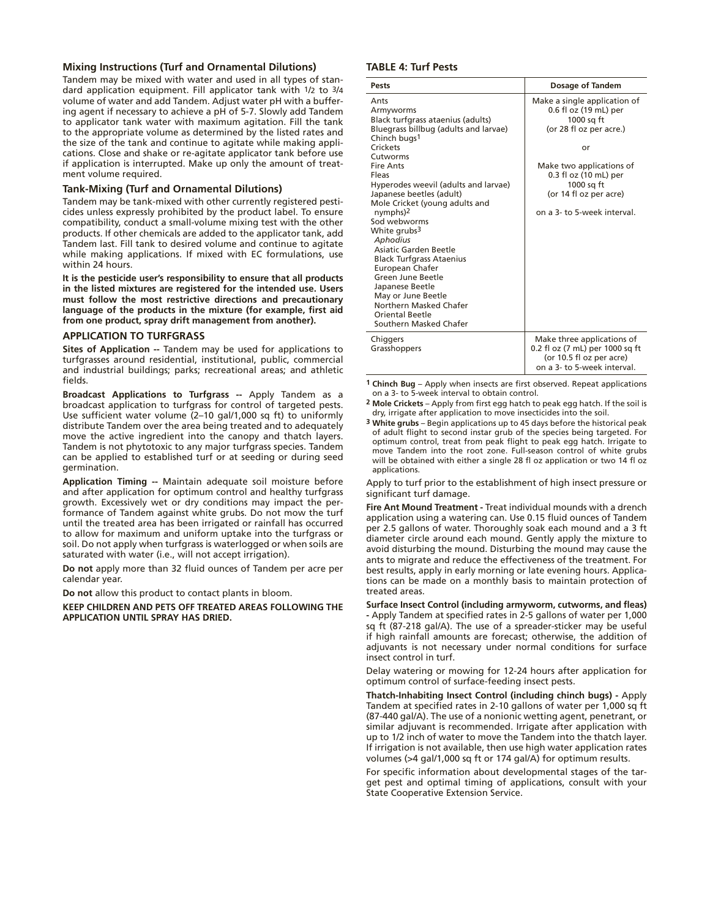### Mixing Instructions (Turf and Ornamental Dilutions)

Tandem may be mixed with water and used in all types of standard application equipment. Fill applicator tank with 1/2 to 3/4 volume of water and add Tandem. Adjust water pH with a buffering agent if necessary to achieve a pH of 5-7. Slowly add Tandem to applicator tank water with maximum agitation. Fill the tank to the appropriate volume as determined by the listed rates and the size of the tank and continue to agitate while making applications. Close and shake or re-agitate applicator tank before use if application is interrupted. Make up only the amount of treatment volume required.

### Tank-Mixing (Turf and Ornamental Dilutions)

Tandem may be tank-mixed with other currently registered pesticides unless expressly prohibited by the product label. To ensure compatibility, conduct a small-volume mixing test with the other products. If other chemicals are added to the applicator tank, add Tandem last. Fill tank to desired volume and continue to agitate while making applications. If mixed with EC formulations, use within 24 hours.

**It is the pesticide user's responsibility to ensure that all products in the listed mixtures are registered for the intended use. Users must follow the most restrictive directions and precautionary language of the products in the mixture (for example, first aid from one product, spray drift management from another).**

### APPLICATION TO TURFGRASS

**Sites of Application --** Tandem may be used for applications to turfgrasses around residential, institutional, public, commercial and industrial buildings; parks; recreational areas; and athletic fields.

**Broadcast Applications to Turfgrass --** Apply Tandem as a broadcast application to turfgrass for control of targeted pests. Use sufficient water volume (2–10 gal/1,000 sq ft) to uniformly distribute Tandem over the area being treated and to adequately move the active ingredient into the canopy and thatch layers. Tandem is not phytotoxic to any major turfgrass species. Tandem can be applied to established turf or at seeding or during seed germination.

**Application Timing --** Maintain adequate soil moisture before and after application for optimum control and healthy turfgrass growth. Excessively wet or dry conditions may impact the performance of Tandem against white grubs. Do not mow the turf until the treated area has been irrigated or rainfall has occurred to allow for maximum and uniform uptake into the turfgrass or soil. Do not apply when turfgrass is waterlogged or when soils are saturated with water (i.e., will not accept irrigation).

**Do not** apply more than 32 fluid ounces of Tandem per acre per calendar year.

**Do not** allow this product to contact plants in bloom.

**KEEP CHILDREN AND PETS OFF TREATED AREAS FOLLOWING THE APPLICATION UNTIL SPRAY HAS DRIED.**

### TABLE 4: Turf Pests

| Pests | Dosage of Tandem |
|---|---|
| Ants<br>Armyworms<br>Black turfgrass ataenius (adults)<br>Bluegrass billbug (adults and larvae)<br>Chinch bugs[1]<br>Crickets<br>Cutworms<br>Fire Ants<br>Fleas<br>Hyperodes weevil (adults and larvae)<br>Japanese beetles (adult)<br>Mole Cricket (young adults and nymphs)[2]<br>Sod webworms<br>White grubs[3]<br>*Aphodius*<br>Asiatic Garden Beetle<br>Black Turfgrass Ataenius<br>European Chafer<br>Green June Beetle<br>Japanese Beetle<br>May or June Beetle<br>Northern Masked Chafer<br>Oriental Beetle<br>Southern Masked Chafer | Make a single application of 0.6 fl oz (19 mL) per 1000 sq ft (or 28 fl oz per acre.)<br><br>or<br><br>Make two applications of 0.3 fl oz (10 mL) per 1000 sq ft (or 14 fl oz per acre)<br><br>on a 3- to 5-week interval. |
| Chiggers<br>Grasshoppers | Make three applications of 0.2 fl oz (7 mL) per 1000 sq ft (or 10.5 fl oz per acre) on a 3- to 5-week interval. |

[1] **Chinch Bug** – Apply when insects are first observed. Repeat applications on a 3- to 5-week interval to obtain control.

[2] **Mole Crickets** – Apply from first egg hatch to peak egg hatch. If the soil is dry, irrigate after application to move insecticides into the soil.

[3] **White grubs** – Begin applications up to 45 days before the historical peak of adult flight to second instar grub of the species being targeted. For optimum control, treat from peak flight to peak egg hatch. Irrigate to move Tandem into the root zone. Full-season control of white grubs will be obtained with either a single 28 fl oz application or two 14 fl oz applications.

Apply to turf prior to the establishment of high insect pressure or significant turf damage.

**Fire Ant Mound Treatment -** Treat individual mounds with a drench application using a watering can. Use 0.15 fluid ounces of Tandem per 2.5 gallons of water. Thoroughly soak each mound and a 3 ft diameter circle around each mound. Gently apply the mixture to avoid disturbing the mound. Disturbing the mound may cause the ants to migrate and reduce the effectiveness of the treatment. For best results, apply in early morning or late evening hours. Applications can be made on a monthly basis to maintain protection of treated areas.

**Surface Insect Control (including armyworm, cutworms, and fleas) -** Apply Tandem at specified rates in 2-5 gallons of water per 1,000 sq ft (87-218 gal/A). The use of a spreader-sticker may be useful if high rainfall amounts are forecast; otherwise, the addition of adjuvants is not necessary under normal conditions for surface insect control in turf.

Delay watering or mowing for 12-24 hours after application for optimum control of surface-feeding insect pests.

**Thatch-Inhabiting Insect Control (including chinch bugs) -** Apply Tandem at specified rates in 2-10 gallons of water per 1,000 sq ft (87-440 gal/A). The use of a nonionic wetting agent, penetrant, or similar adjuvant is recommended. Irrigate after application with up to 1/2 inch of water to move the Tandem into the thatch layer. If irrigation is not available, then use high water application rates volumes (>4 gal/1,000 sq ft or 174 gal/A) for optimum results.

For specific information about developmental stages of the target pest and optimal timing of applications, consult with your State Cooperative Extension Service.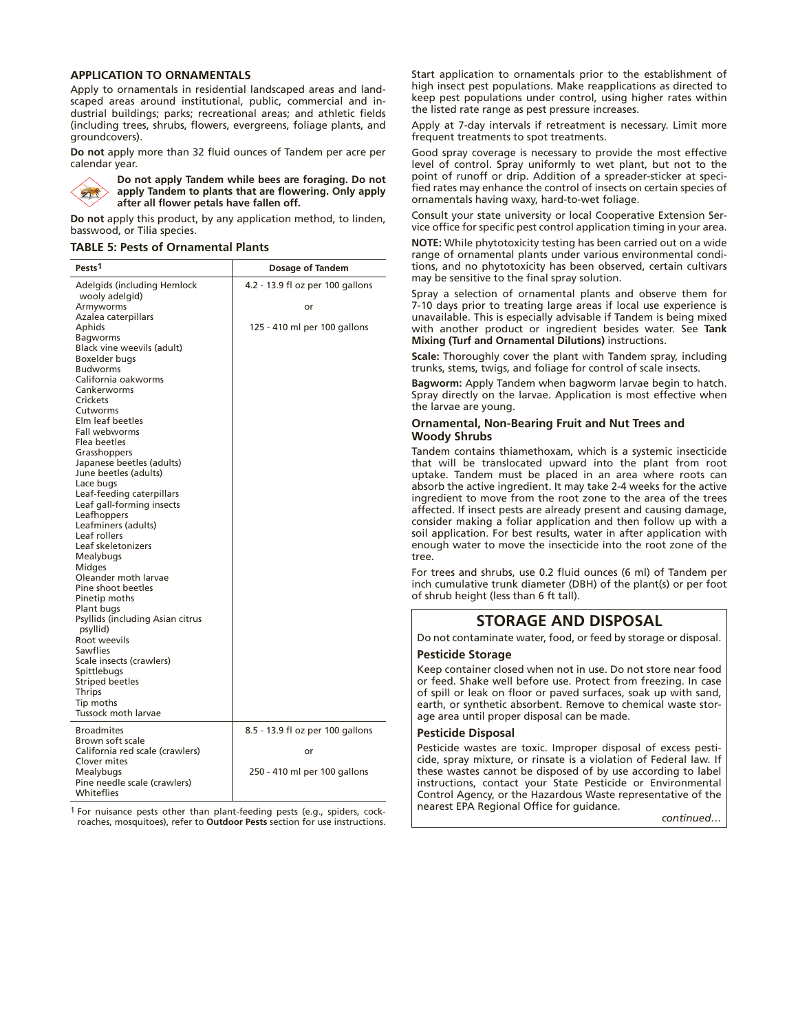### APPLICATION TO ORNAMENTALS

Apply to ornamentals in residential landscaped areas and landscaped areas around institutional, public, commercial and industrial buildings; parks; recreational areas; and athletic fields (including trees, shrubs, flowers, evergreens, foliage plants, and groundcovers).

**Do not** apply more than 32 fluid ounces of Tandem per acre per calendar year.

**Do not apply Tandem while bees are foraging. Do not apply Tandem to plants that are flowering. Only apply after all flower petals have fallen off.**

**Do not** apply this product, by any application method, to linden, basswood, or Tilia species.

**TABLE 5: Pests of Ornamental Plants**

| Pests[1] | Dosage of Tandem |
|---|---|
| Adelgids (including Hemlock wooly adelgid)<br>Armyworms<br>Azalea caterpillars<br>Aphids<br>Bagworms<br>Black vine weevils (adult)<br>Boxelder bugs<br>Budworms<br>California oakworms<br>Cankerworms<br>Crickets<br>Cutworms<br>Elm leaf beetles<br>Fall webworms<br>Flea beetles<br>Grasshoppers<br>Japanese beetles (adults)<br>June beetles (adults)<br>Lace bugs<br>Leaf-feeding caterpillars<br>Leaf gall-forming insects<br>Leafhoppers<br>Leafminers (adults)<br>Leaf rollers<br>Leaf skeletonizers<br>Mealybugs<br>Midges<br>Oleander moth larvae<br>Pine shoot beetles<br>Pinetip moths<br>Plant bugs<br>Psyllids (including Asian citrus psyllid)<br>Root weevils<br>Sawflies<br>Scale insects (crawlers)<br>Spittlebugs<br>Striped beetles<br>Thrips<br>Tip moths<br>Tussock moth larvae | 4.2 - 13.9 fl oz per 100 gallons<br>or<br>125 - 410 ml per 100 gallons |
| Broadmites<br>Brown soft scale<br>California red scale (crawlers)<br>Clover mites<br>Mealybugs<br>Pine needle scale (crawlers)<br>Whiteflies | 8.5 - 13.9 fl oz per 100 gallons<br>or<br>250 - 410 ml per 100 gallons |

[1] For nuisance pests other than plant-feeding pests (e.g., spiders, cockroaches, mosquitoes), refer to **Outdoor Pests** section for use instructions.

Start application to ornamentals prior to the establishment of high insect pest populations. Make reapplications as directed to keep pest populations under control, using higher rates within the listed rate range as pest pressure increases.

Apply at 7-day intervals if retreatment is necessary. Limit more frequent treatments to spot treatments.

Good spray coverage is necessary to provide the most effective level of control. Spray uniformly to wet plant, but not to the point of runoff or drip. Addition of a spreader-sticker at specified rates may enhance the control of insects on certain species of ornamentals having waxy, hard-to-wet foliage.

Consult your state university or local Cooperative Extension Service office for specific pest control application timing in your area.

**NOTE:** While phytotoxicity testing has been carried out on a wide range of ornamental plants under various environmental conditions, and no phytotoxicity has been observed, certain cultivars may be sensitive to the final spray solution.

Spray a selection of ornamental plants and observe them for 7-10 days prior to treating large areas if local use experience is unavailable. This is especially advisable if Tandem is being mixed with another product or ingredient besides water. See **Tank Mixing (Turf and Ornamental Dilutions)** instructions.

**Scale:** Thoroughly cover the plant with Tandem spray, including trunks, stems, twigs, and foliage for control of scale insects.

**Bagworm:** Apply Tandem when bagworm larvae begin to hatch. Spray directly on the larvae. Application is most effective when the larvae are young.

#### Ornamental, Non-Bearing Fruit and Nut Trees and Woody Shrubs

Tandem contains thiamethoxam, which is a systemic insecticide that will be translocated upward into the plant from root uptake. Tandem must be placed in an area where roots can absorb the active ingredient. It may take 2-4 weeks for the active ingredient to move from the root zone to the area of the trees affected. If insect pests are already present and causing damage, consider making a foliar application and then follow up with a soil application. For best results, water in after application with enough water to move the insecticide into the root zone of the tree.

For trees and shrubs, use 0.2 fluid ounces (6 ml) of Tandem per inch cumulative trunk diameter (DBH) of the plant(s) or per foot of shrub height (less than 6 ft tall).

## STORAGE AND DISPOSAL

Do not contaminate water, food, or feed by storage or disposal.

#### Pesticide Storage

Keep container closed when not in use. Do not store near food or feed. Shake well before use. Protect from freezing. In case of spill or leak on floor or paved surfaces, soak up with sand, earth, or synthetic absorbent. Remove to chemical waste storage area until proper disposal can be made.

#### Pesticide Disposal

Pesticide wastes are toxic. Improper disposal of excess pesticide, spray mixture, or rinsate is a violation of Federal law. If these wastes cannot be disposed of by use according to label instructions, contact your State Pesticide or Environmental Control Agency, or the Hazardous Waste representative of the nearest EPA Regional Office for guidance.

*continued…*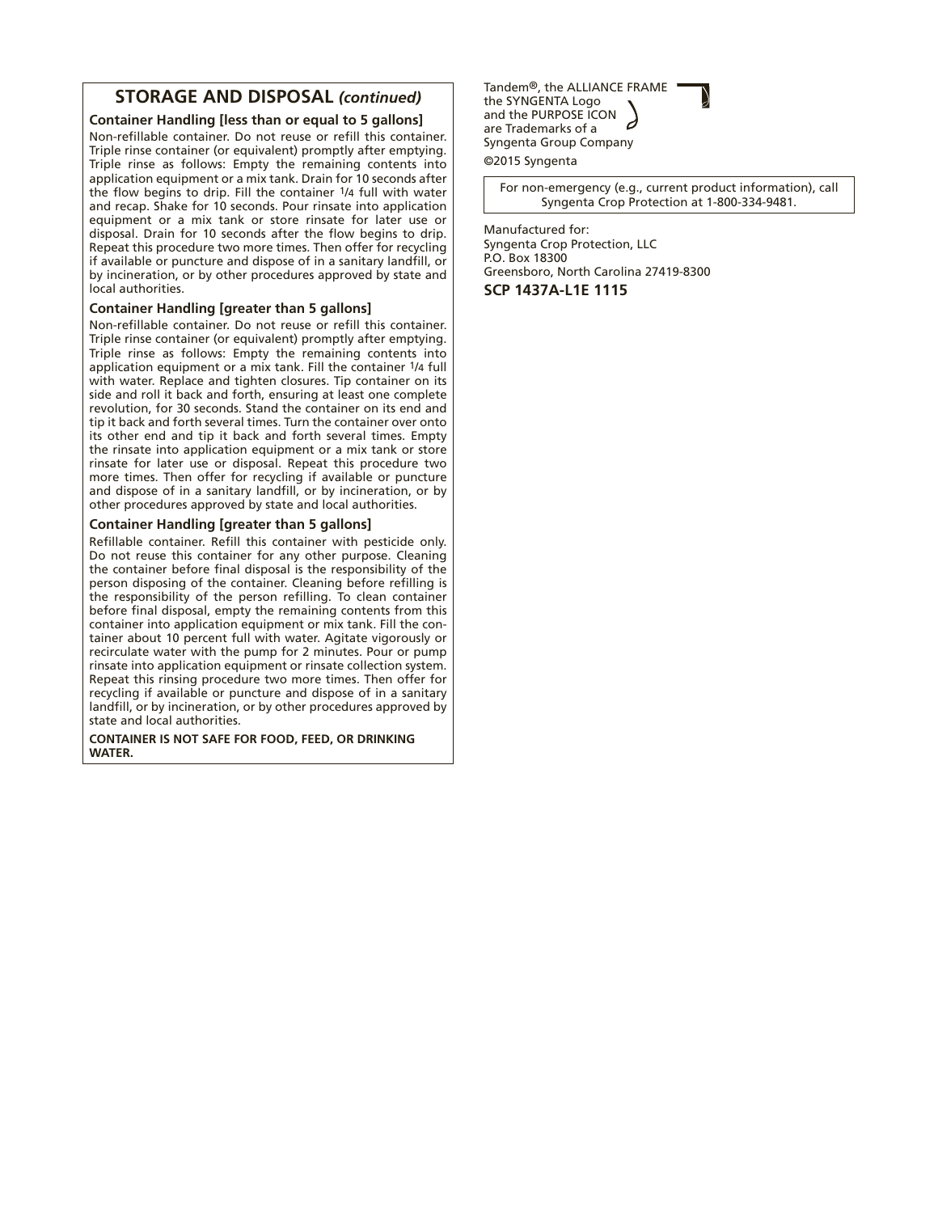## STORAGE AND DISPOSAL *(continued)*

**Container Handling [less than or equal to 5 gallons]**

Non-refillable container. Do not reuse or refill this container. Triple rinse container (or equivalent) promptly after emptying. Triple rinse as follows: Empty the remaining contents into application equipment or a mix tank. Drain for 10 seconds after the flow begins to drip. Fill the container 1/4 full with water and recap. Shake for 10 seconds. Pour rinsate into application equipment or a mix tank or store rinsate for later use or disposal. Drain for 10 seconds after the flow begins to drip. Repeat this procedure two more times. Then offer for recycling if available or puncture and dispose of in a sanitary landfill, or by incineration, or by other procedures approved by state and local authorities.

**Container Handling [greater than 5 gallons]**

Non-refillable container. Do not reuse or refill this container. Triple rinse container (or equivalent) promptly after emptying. Triple rinse as follows: Empty the remaining contents into application equipment or a mix tank. Fill the container 1/4 full with water. Replace and tighten closures. Tip container on its side and roll it back and forth, ensuring at least one complete revolution, for 30 seconds. Stand the container on its end and tip it back and forth several times. Turn the container over onto its other end and tip it back and forth several times. Empty the rinsate into application equipment or a mix tank or store rinsate for later use or disposal. Repeat this procedure two more times. Then offer for recycling if available or puncture and dispose of in a sanitary landfill, or by incineration, or by other procedures approved by state and local authorities.

**Container Handling [greater than 5 gallons]**

Refillable container. Refill this container with pesticide only. Do not reuse this container for any other purpose. Cleaning the container before final disposal is the responsibility of the person disposing of the container. Cleaning before refilling is the responsibility of the person refilling. To clean container before final disposal, empty the remaining contents from this container into application equipment or mix tank. Fill the container about 10 percent full with water. Agitate vigorously or recirculate water with the pump for 2 minutes. Pour or pump rinsate into application equipment or rinsate collection system. Repeat this rinsing procedure two more times. Then offer for recycling if available or puncture and dispose of in a sanitary landfill, or by incineration, or by other procedures approved by state and local authorities.

**CONTAINER IS NOT SAFE FOR FOOD, FEED, OR DRINKING WATER.**

Tandem®, the ALLIANCE FRAME the SYNGENTA Logo and the PURPOSE ICON are Trademarks of a Syngenta Group Company

©2015 Syngenta

For non-emergency (e.g., current product information), call Syngenta Crop Protection at 1-800-334-9481.

Manufactured for:
Syngenta Crop Protection, LLC
P.O. Box 18300
Greensboro, North Carolina 27419-8300

**SCP 1437A-L1E 1115**